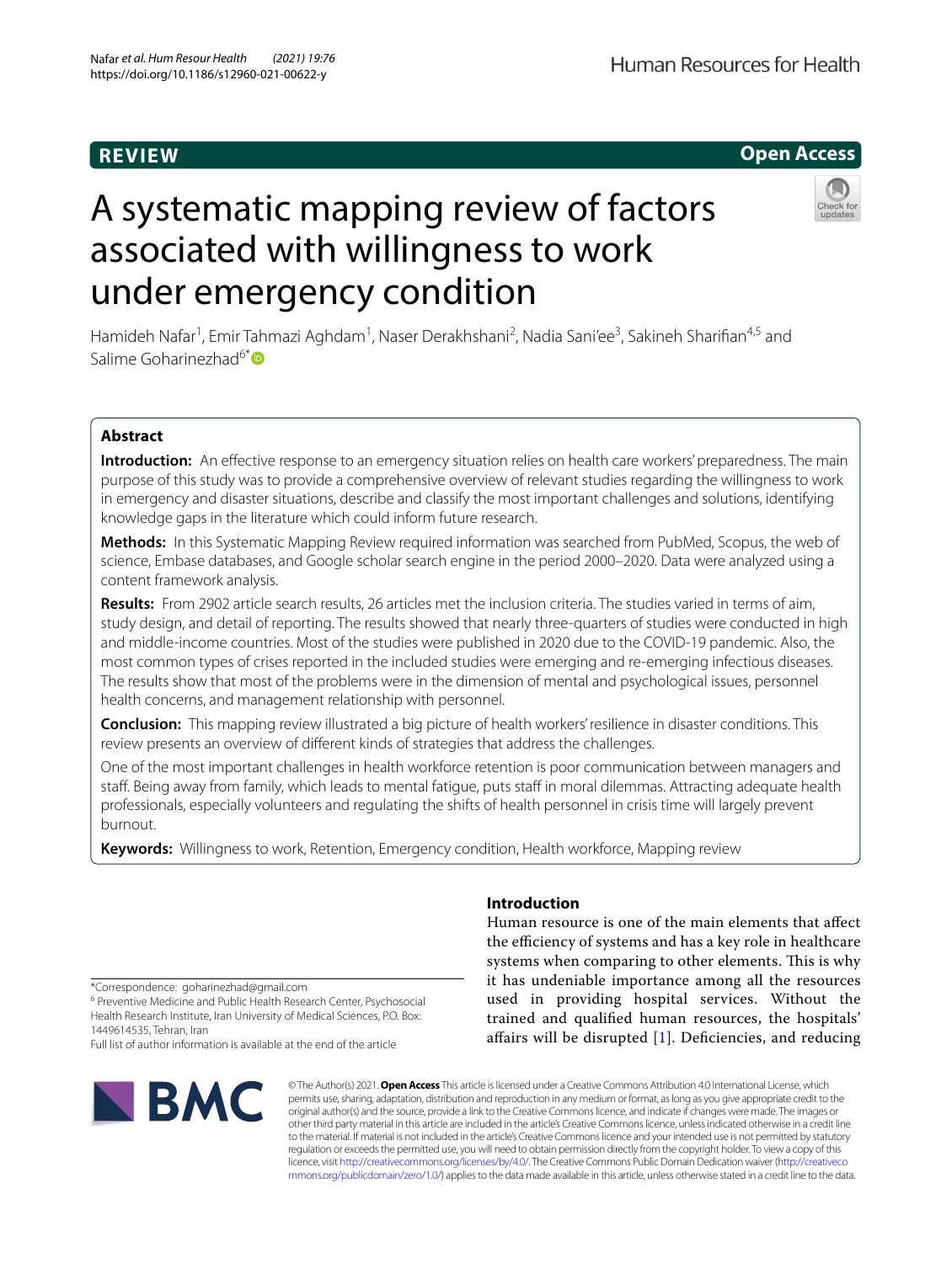REVIEW

Open Access

# A systematic mapping review of factors associated with willingness to work under emergency condition

Hamideh Nafar[1], Emir Tahmazi Aghdam[1], Naser Derakhshani[2], Nadia Sani'ee[3], Sakineh Sharifian[4,5] and Salime Goharinezhad[6*]

## Abstract

**Introduction:** An effective response to an emergency situation relies on health care workers' preparedness. The main purpose of this study was to provide a comprehensive overview of relevant studies regarding the willingness to work in emergency and disaster situations, describe and classify the most important challenges and solutions, identifying knowledge gaps in the literature which could inform future research.

**Methods:** In this Systematic Mapping Review required information was searched from PubMed, Scopus, the web of science, Embase databases, and Google scholar search engine in the period 2000–2020. Data were analyzed using a content framework analysis.

**Results:** From 2902 article search results, 26 articles met the inclusion criteria. The studies varied in terms of aim, study design, and detail of reporting. The results showed that nearly three-quarters of studies were conducted in high and middle-income countries. Most of the studies were published in 2020 due to the COVID-19 pandemic. Also, the most common types of crises reported in the included studies were emerging and re-emerging infectious diseases. The results show that most of the problems were in the dimension of mental and psychological issues, personnel health concerns, and management relationship with personnel.

**Conclusion:** This mapping review illustrated a big picture of health workers' resilience in disaster conditions. This review presents an overview of different kinds of strategies that address the challenges.

One of the most important challenges in health workforce retention is poor communication between managers and staff. Being away from family, which leads to mental fatigue, puts staff in moral dilemmas. Attracting adequate health professionals, especially volunteers and regulating the shifts of health personnel in crisis time will largely prevent burnout.

**Keywords:** Willingness to work, Retention, Emergency condition, Health workforce, Mapping review

*Correspondence: goharinezhad@gmail.com
[6] Preventive Medicine and Public Health Research Center, Psychosocial Health Research Institute, Iran University of Medical Sciences, P.O. Box: 1449614535, Tehran, Iran
Full list of author information is available at the end of the article

## Introduction

Human resource is one of the main elements that affect the efficiency of systems and has a key role in healthcare systems when comparing to other elements. This is why it has undeniable importance among all the resources used in providing hospital services. Without the trained and qualified human resources, the hospitals' affairs will be disrupted [1]. Deficiencies, and reducing

© The Author(s) 2021. **Open Access** This article is licensed under a Creative Commons Attribution 4.0 International License, which permits use, sharing, adaptation, distribution and reproduction in any medium or format, as long as you give appropriate credit to the original author(s) and the source, provide a link to the Creative Commons licence, and indicate if changes were made. The images or other third party material in this article are included in the article's Creative Commons licence, unless indicated otherwise in a credit line to the material. If material is not included in the article's Creative Commons licence and your intended use is not permitted by statutory regulation or exceeds the permitted use, you will need to obtain permission directly from the copyright holder. To view a copy of this licence, visit http://creativecommons.org/licenses/by/4.0/. The Creative Commons Public Domain Dedication waiver (http://creativecommons.org/publicdomain/zero/1.0/) applies to the data made available in this article, unless otherwise stated in a credit line to the data.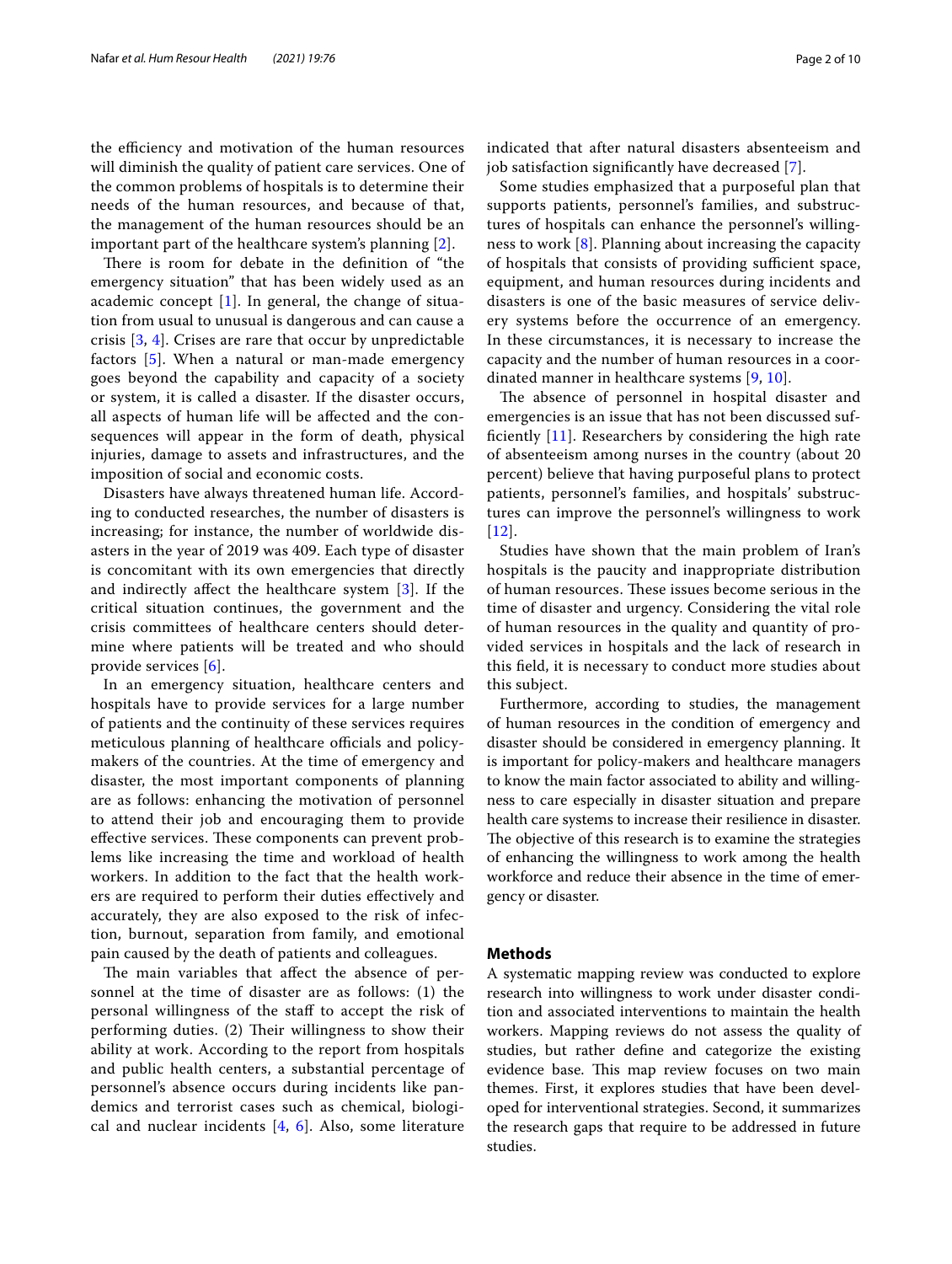the efficiency and motivation of the human resources will diminish the quality of patient care services. One of the common problems of hospitals is to determine their needs of the human resources, and because of that, the management of the human resources should be an important part of the healthcare system's planning [2].

There is room for debate in the definition of "the emergency situation" that has been widely used as an academic concept [1]. In general, the change of situation from usual to unusual is dangerous and can cause a crisis [3, 4]. Crises are rare that occur by unpredictable factors [5]. When a natural or man-made emergency goes beyond the capability and capacity of a society or system, it is called a disaster. If the disaster occurs, all aspects of human life will be affected and the consequences will appear in the form of death, physical injuries, damage to assets and infrastructures, and the imposition of social and economic costs.

Disasters have always threatened human life. According to conducted researches, the number of disasters is increasing; for instance, the number of worldwide disasters in the year of 2019 was 409. Each type of disaster is concomitant with its own emergencies that directly and indirectly affect the healthcare system [3]. If the critical situation continues, the government and the crisis committees of healthcare centers should determine where patients will be treated and who should provide services [6].

In an emergency situation, healthcare centers and hospitals have to provide services for a large number of patients and the continuity of these services requires meticulous planning of healthcare officials and policymakers of the countries. At the time of emergency and disaster, the most important components of planning are as follows: enhancing the motivation of personnel to attend their job and encouraging them to provide effective services. These components can prevent problems like increasing the time and workload of health workers. In addition to the fact that the health workers are required to perform their duties effectively and accurately, they are also exposed to the risk of infection, burnout, separation from family, and emotional pain caused by the death of patients and colleagues.

The main variables that affect the absence of personnel at the time of disaster are as follows: (1) the personal willingness of the staff to accept the risk of performing duties. (2) Their willingness to show their ability at work. According to the report from hospitals and public health centers, a substantial percentage of personnel's absence occurs during incidents like pandemics and terrorist cases such as chemical, biological and nuclear incidents [4, 6]. Also, some literature indicated that after natural disasters absenteeism and job satisfaction significantly have decreased [7].

Some studies emphasized that a purposeful plan that supports patients, personnel's families, and substructures of hospitals can enhance the personnel's willingness to work [8]. Planning about increasing the capacity of hospitals that consists of providing sufficient space, equipment, and human resources during incidents and disasters is one of the basic measures of service delivery systems before the occurrence of an emergency. In these circumstances, it is necessary to increase the capacity and the number of human resources in a coordinated manner in healthcare systems [9, 10].

The absence of personnel in hospital disaster and emergencies is an issue that has not been discussed sufficiently [11]. Researchers by considering the high rate of absenteeism among nurses in the country (about 20 percent) believe that having purposeful plans to protect patients, personnel's families, and hospitals' substructures can improve the personnel's willingness to work [12].

Studies have shown that the main problem of Iran's hospitals is the paucity and inappropriate distribution of human resources. These issues become serious in the time of disaster and urgency. Considering the vital role of human resources in the quality and quantity of provided services in hospitals and the lack of research in this field, it is necessary to conduct more studies about this subject.

Furthermore, according to studies, the management of human resources in the condition of emergency and disaster should be considered in emergency planning. It is important for policy-makers and healthcare managers to know the main factor associated to ability and willingness to care especially in disaster situation and prepare health care systems to increase their resilience in disaster. The objective of this research is to examine the strategies of enhancing the willingness to work among the health workforce and reduce their absence in the time of emergency or disaster.

## Methods

A systematic mapping review was conducted to explore research into willingness to work under disaster condition and associated interventions to maintain the health workers. Mapping reviews do not assess the quality of studies, but rather define and categorize the existing evidence base. This map review focuses on two main themes. First, it explores studies that have been developed for interventional strategies. Second, it summarizes the research gaps that require to be addressed in future studies.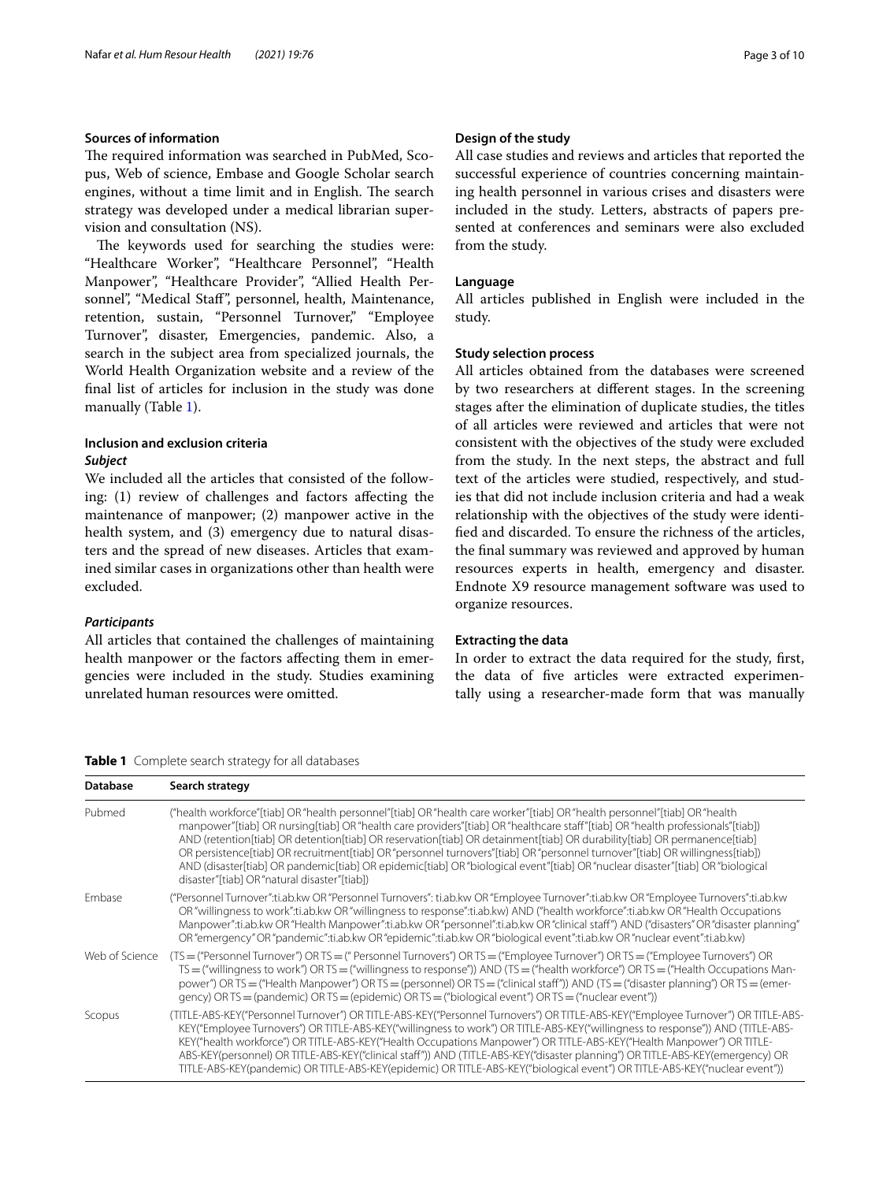### Sources of information

The required information was searched in PubMed, Scopus, Web of science, Embase and Google Scholar search engines, without a time limit and in English. The search strategy was developed under a medical librarian supervision and consultation (NS).

The keywords used for searching the studies were: "Healthcare Worker", "Healthcare Personnel", "Health Manpower", "Healthcare Provider", "Allied Health Personnel", "Medical Staff", personnel, health, Maintenance, retention, sustain, "Personnel Turnover," "Employee Turnover", disaster, Emergencies, pandemic. Also, a search in the subject area from specialized journals, the World Health Organization website and a review of the final list of articles for inclusion in the study was done manually (Table 1).

### Inclusion and exclusion criteria

#### *Subject*

We included all the articles that consisted of the following: (1) review of challenges and factors affecting the maintenance of manpower; (2) manpower active in the health system, and (3) emergency due to natural disasters and the spread of new diseases. Articles that examined similar cases in organizations other than health were excluded.

#### *Participants*

All articles that contained the challenges of maintaining health manpower or the factors affecting them in emergencies were included in the study. Studies examining unrelated human resources were omitted.

### Design of the study

All case studies and reviews and articles that reported the successful experience of countries concerning maintaining health personnel in various crises and disasters were included in the study. Letters, abstracts of papers presented at conferences and seminars were also excluded from the study.

### Language

All articles published in English were included in the study.

### Study selection process

All articles obtained from the databases were screened by two researchers at different stages. In the screening stages after the elimination of duplicate studies, the titles of all articles were reviewed and articles that were not consistent with the objectives of the study were excluded from the study. In the next steps, the abstract and full text of the articles were studied, respectively, and studies that did not include inclusion criteria and had a weak relationship with the objectives of the study were identified and discarded. To ensure the richness of the articles, the final summary was reviewed and approved by human resources experts in health, emergency and disaster. Endnote X9 resource management software was used to organize resources.

### Extracting the data

In order to extract the data required for the study, first, the data of five articles were extracted experimentally using a researcher-made form that was manually

**Table 1** Complete search strategy for all databases

| Database | Search strategy |
|---|---|
| Pubmed | ("health workforce"[tiab] OR "health personnel"[tiab] OR "health care worker"[tiab] OR "health personnel"[tiab] OR "health manpower"[tiab] OR nursing[tiab] OR "health care providers"[tiab] OR "healthcare staff"[tiab] OR "health professionals"[tiab]) AND (retention[tiab] OR detention[tiab] OR reservation[tiab] OR detainment[tiab] OR durability[tiab] OR permanence[tiab] OR persistence[tiab] OR recruitment[tiab] OR "personnel turnovers"[tiab] OR "personnel turnover"[tiab] OR willingness[tiab]) AND (disaster[tiab] OR pandemic[tiab] OR epidemic[tiab] OR "biological event"[tiab] OR "nuclear disaster"[tiab] OR "biological disaster"[tiab] OR "natural disaster"[tiab]) |
| Embase | ("Personnel Turnover":ti.ab.kw OR "Personnel Turnovers": ti.ab.kw OR "Employee Turnover":ti.ab.kw OR "Employee Turnovers":ti.ab.kw OR "willingness to work":ti.ab.kw OR "willingness to response":ti.ab.kw) AND ("health workforce":ti.ab.kw OR "Health Occupations Manpower":ti.ab.kw OR "Health Manpower":ti.ab.kw OR "personnel":ti.ab.kw OR "clinical staff") AND ("disasters" OR "disaster planning" OR "emergency" OR "pandemic":ti.ab.kw OR "epidemic":ti.ab.kw OR "biological event":ti.ab.kw OR "nuclear event":ti.ab.kw) |
| Web of Science | (TS = ("Personnel Turnover") OR TS = (" Personnel Turnovers") OR TS = ("Employee Turnover") OR TS = ("Employee Turnovers") OR TS = ("willingness to work") OR TS = ("willingness to response")) AND (TS = ("health workforce") OR TS = ("Health Occupations Manpower") OR TS = ("Health Manpower") OR TS = (personnel) OR TS = ("clinical staff")) AND (TS = ("disaster planning") OR TS = (emergency) OR TS = (pandemic) OR TS = (epidemic) OR TS = ("biological event") OR TS = ("nuclear event")) |
| Scopus | (TITLE-ABS-KEY("Personnel Turnover") OR TITLE-ABS-KEY("Personnel Turnovers") OR TITLE-ABS-KEY("Employee Turnover") OR TITLE-ABS-KEY("Employee Turnovers") OR TITLE-ABS-KEY("willingness to work") OR TITLE-ABS-KEY("willingness to response")) AND (TITLE-ABS-KEY("health workforce") OR TITLE-ABS-KEY("Health Occupations Manpower") OR TITLE-ABS-KEY("Health Manpower") OR TITLE-ABS-KEY(personnel) OR TITLE-ABS-KEY("clinical staff")) AND (TITLE-ABS-KEY("disaster planning") OR TITLE-ABS-KEY(emergency) OR TITLE-ABS-KEY(pandemic) OR TITLE-ABS-KEY(epidemic) OR TITLE-ABS-KEY("biological event") OR TITLE-ABS-KEY("nuclear event")) |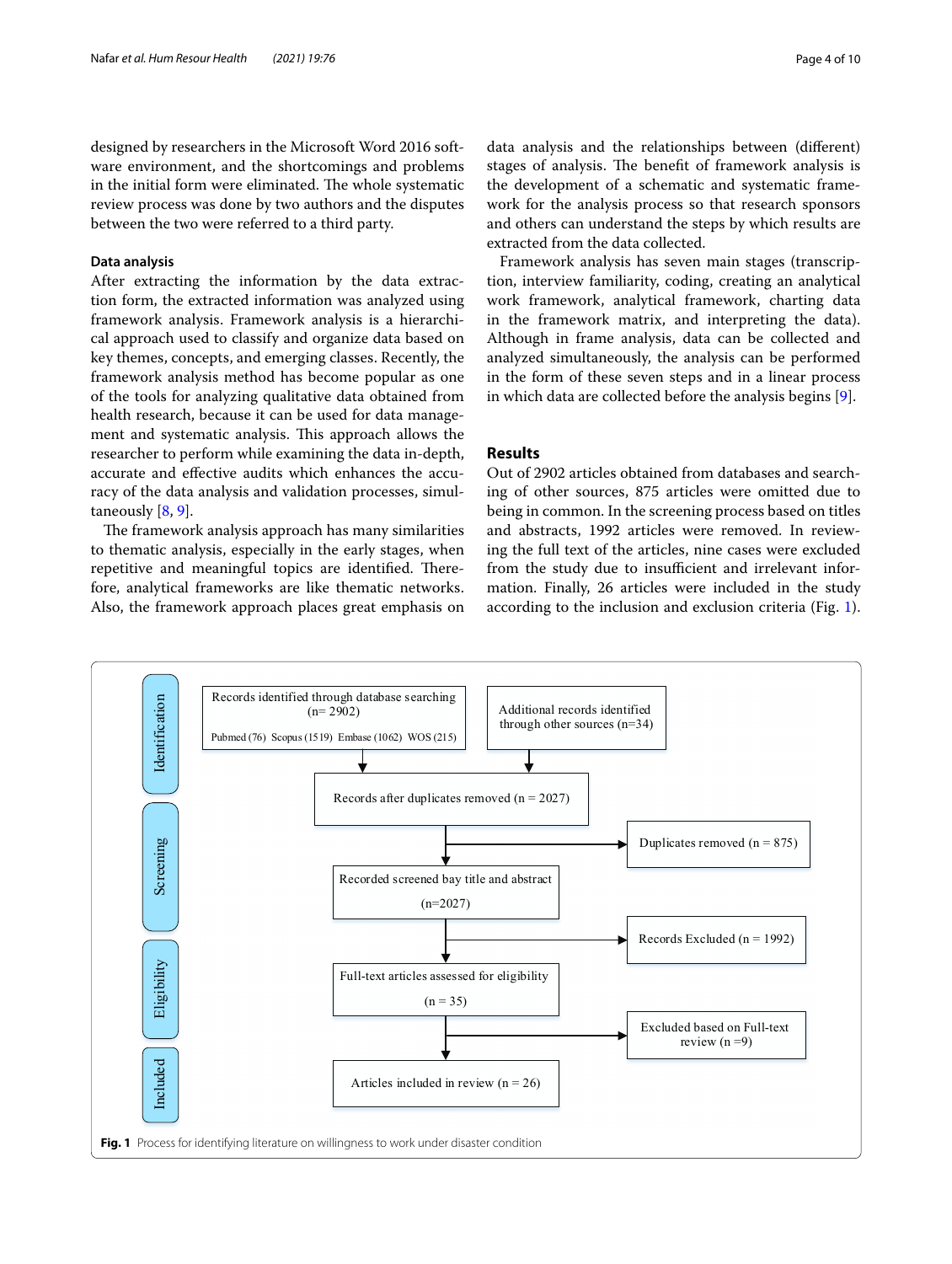designed by researchers in the Microsoft Word 2016 software environment, and the shortcomings and problems in the initial form were eliminated. The whole systematic review process was done by two authors and the disputes between the two were referred to a third party.

### Data analysis

After extracting the information by the data extraction form, the extracted information was analyzed using framework analysis. Framework analysis is a hierarchical approach used to classify and organize data based on key themes, concepts, and emerging classes. Recently, the framework analysis method has become popular as one of the tools for analyzing qualitative data obtained from health research, because it can be used for data management and systematic analysis. This approach allows the researcher to perform while examining the data in-depth, accurate and effective audits which enhances the accuracy of the data analysis and validation processes, simultaneously [8, 9].

The framework analysis approach has many similarities to thematic analysis, especially in the early stages, when repetitive and meaningful topics are identified. Therefore, analytical frameworks are like thematic networks. Also, the framework approach places great emphasis on data analysis and the relationships between (different) stages of analysis. The benefit of framework analysis is the development of a schematic and systematic framework for the analysis process so that research sponsors and others can understand the steps by which results are extracted from the data collected.

Framework analysis has seven main stages (transcription, interview familiarity, coding, creating an analytical work framework, analytical framework, charting data in the framework matrix, and interpreting the data). Although in frame analysis, data can be collected and analyzed simultaneously, the analysis can be performed in the form of these seven steps and in a linear process in which data are collected before the analysis begins [9].

## Results

Out of 2902 articles obtained from databases and searching of other sources, 875 articles were omitted due to being in common. In the screening process based on titles and abstracts, 1992 articles were removed. In reviewing the full text of the articles, nine cases were excluded from the study due to insufficient and irrelevant information. Finally, 26 articles were included in the study according to the inclusion and exclusion criteria (Fig. 1).

**Identification**

- Records identified through database searching (n= 2902) — Pubmed (76) Scopus (1519) Embase (1062) WOS (215)
- Additional records identified through other sources (n=34)
- Records after duplicates removed (n = 2027)
- Duplicates removed (n = 875)

**Screening**

- Recorded screened bay title and abstract (n=2027)
- Records Excluded (n = 1992)

**Eligibility**

- Full-text articles assessed for eligibility (n = 35)
- Excluded based on Full-text review (n =9)

**Included**

- Articles included in review (n = 26)

**Fig. 1** Process for identifying literature on willingness to work under disaster condition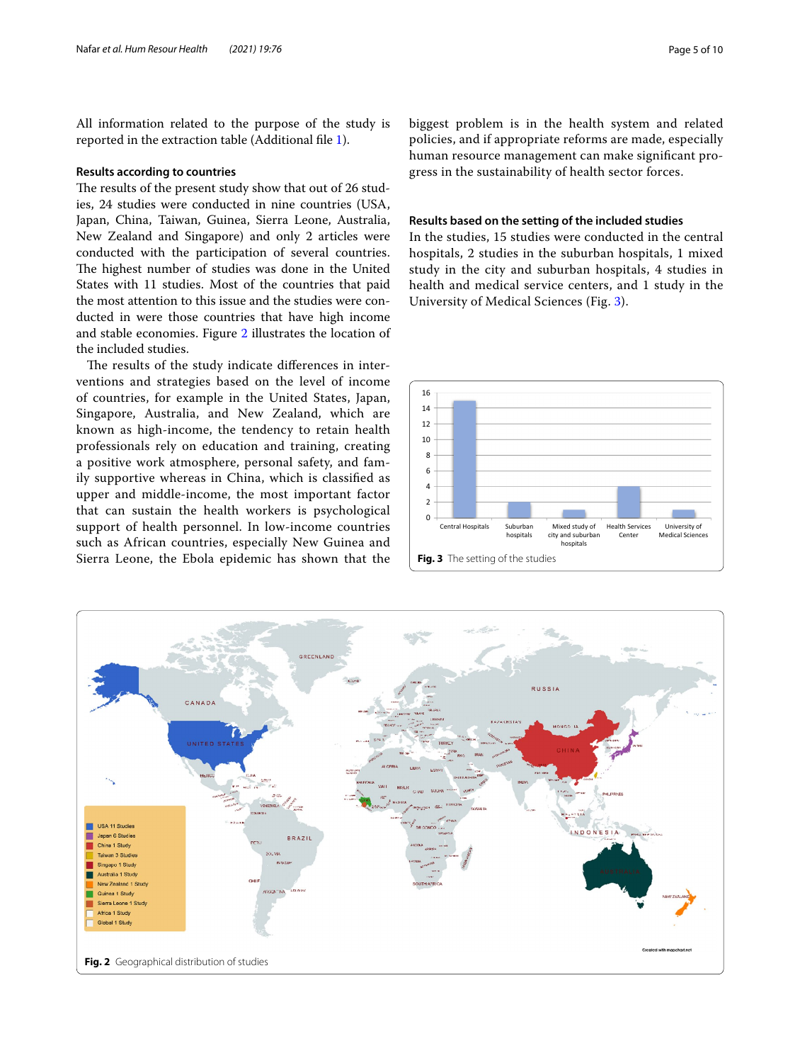All information related to the purpose of the study is reported in the extraction table (Additional file 1).

### Results according to countries

The results of the present study show that out of 26 studies, 24 studies were conducted in nine countries (USA, Japan, China, Taiwan, Guinea, Sierra Leone, Australia, New Zealand and Singapore) and only 2 articles were conducted with the participation of several countries. The highest number of studies was done in the United States with 11 studies. Most of the countries that paid the most attention to this issue and the studies were conducted in were those countries that have high income and stable economies. Figure 2 illustrates the location of the included studies.

The results of the study indicate differences in interventions and strategies based on the level of income of countries, for example in the United States, Japan, Singapore, Australia, and New Zealand, which are known as high-income, the tendency to retain health professionals rely on education and training, creating a positive work atmosphere, personal safety, and family supportive whereas in China, which is classified as upper and middle-income, the most important factor that can sustain the health workers is psychological support of health personnel. In low-income countries such as African countries, especially New Guinea and Sierra Leone, the Ebola epidemic has shown that the biggest problem is in the health system and related policies, and if appropriate reforms are made, especially human resource management can make significant progress in the sustainability of health sector forces.

### Results based on the setting of the included studies

In the studies, 15 studies were conducted in the central hospitals, 2 studies in the suburban hospitals, 1 mixed study in the city and suburban hospitals, 4 studies in health and medical service centers, and 1 study in the University of Medical Sciences (Fig. 3).

**Fig. 3** The setting of the studies

**Fig. 2** Geographical distribution of studies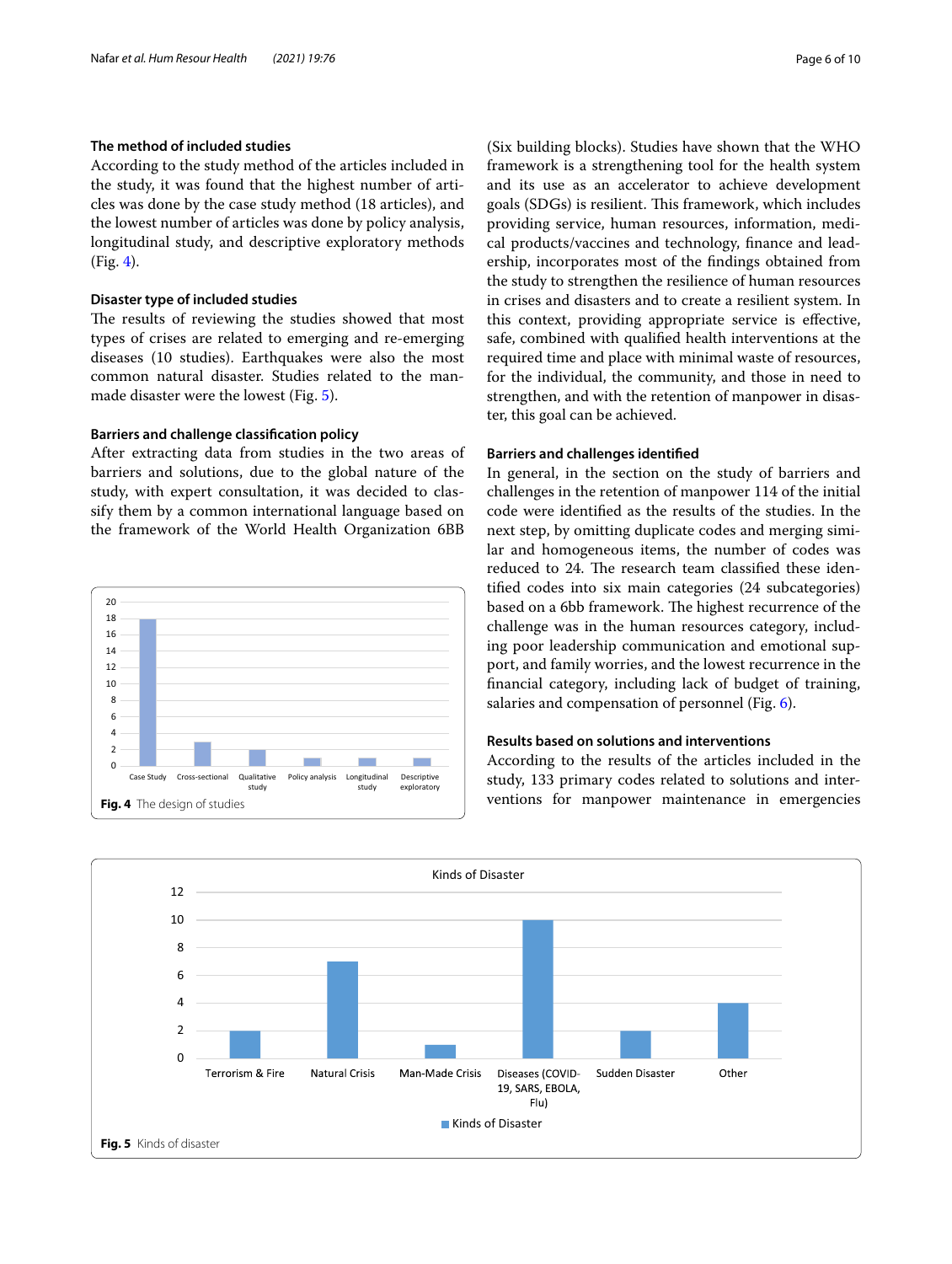### The method of included studies

According to the study method of the articles included in the study, it was found that the highest number of articles was done by the case study method (18 articles), and the lowest number of articles was done by policy analysis, longitudinal study, and descriptive exploratory methods (Fig. 4).

### Disaster type of included studies

The results of reviewing the studies showed that most types of crises are related to emerging and re-emerging diseases (10 studies). Earthquakes were also the most common natural disaster. Studies related to the man-made disaster were the lowest (Fig. 5).

### Barriers and challenge classification policy

After extracting data from studies in the two areas of barriers and solutions, due to the global nature of the study, with expert consultation, it was decided to classify them by a common international language based on the framework of the World Health Organization 6BB (Six building blocks). Studies have shown that the WHO framework is a strengthening tool for the health system and its use as an accelerator to achieve development goals (SDGs) is resilient. This framework, which includes providing service, human resources, information, medical products/vaccines and technology, finance and leadership, incorporates most of the findings obtained from the study to strengthen the resilience of human resources in crises and disasters and to create a resilient system. In this context, providing appropriate service is effective, safe, combined with qualified health interventions at the required time and place with minimal waste of resources, for the individual, the community, and those in need to strengthen, and with the retention of manpower in disaster, this goal can be achieved.

Fig. 4 The design of studies

### Barriers and challenges identified

In general, in the section on the study of barriers and challenges in the retention of manpower 114 of the initial code were identified as the results of the studies. In the next step, by omitting duplicate codes and merging similar and homogeneous items, the number of codes was reduced to 24. The research team classified these identified codes into six main categories (24 subcategories) based on a 6bb framework. The highest recurrence of the challenge was in the human resources category, including poor leadership communication and emotional support, and family worries, and the lowest recurrence in the financial category, including lack of budget of training, salaries and compensation of personnel (Fig. 6).

### Results based on solutions and interventions

According to the results of the articles included in the study, 133 primary codes related to solutions and interventions for manpower maintenance in emergencies

Fig. 5 Kinds of disaster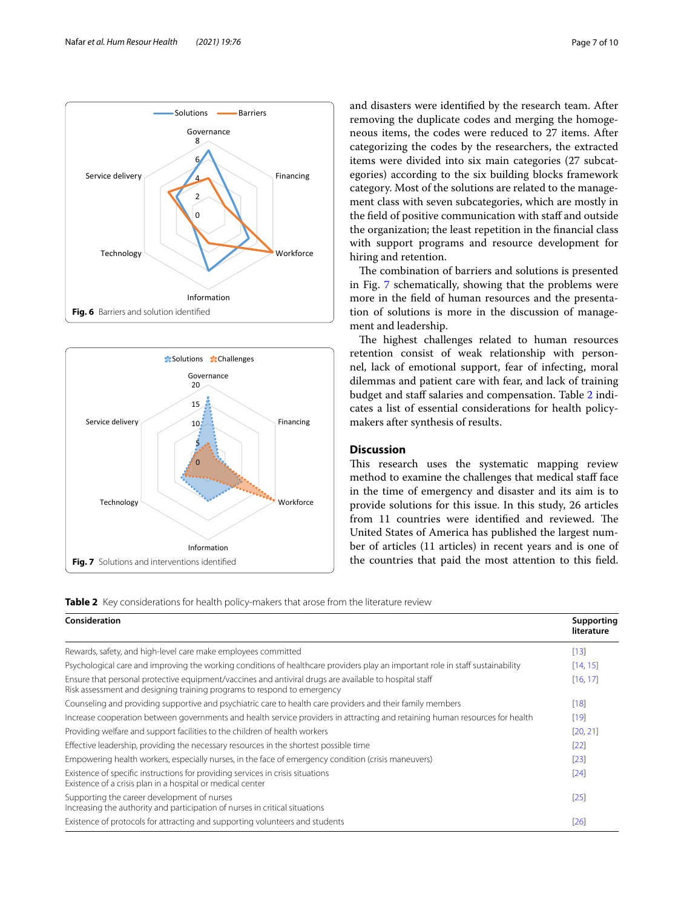Fig. 6 Barriers and solution identified

Fig. 7 Solutions and interventions identified

and disasters were identified by the research team. After removing the duplicate codes and merging the homogeneous items, the codes were reduced to 27 items. After categorizing the codes by the researchers, the extracted items were divided into six main categories (27 subcategories) according to the six building blocks framework category. Most of the solutions are related to the management class with seven subcategories, which are mostly in the field of positive communication with staff and outside the organization; the least repetition in the financial class with support programs and resource development for hiring and retention.

The combination of barriers and solutions is presented in Fig. 7 schematically, showing that the problems were more in the field of human resources and the presentation of solutions is more in the discussion of management and leadership.

The highest challenges related to human resources retention consist of weak relationship with personnel, lack of emotional support, fear of infecting, moral dilemmas and patient care with fear, and lack of training budget and staff salaries and compensation. Table 2 indicates a list of essential considerations for health policymakers after synthesis of results.

## Discussion

This research uses the systematic mapping review method to examine the challenges that medical staff face in the time of emergency and disaster and its aim is to provide solutions for this issue. In this study, 26 articles from 11 countries were identified and reviewed. The United States of America has published the largest number of articles (11 articles) in recent years and is one of the countries that paid the most attention to this field.

**Table 2** Key considerations for health policy-makers that arose from the literature review

| Consideration | Supporting literature |
|---|---|
| Rewards, safety, and high-level care make employees committed | [13] |
| Psychological care and improving the working conditions of healthcare providers play an important role in staff sustainability | [14, 15] |
| Ensure that personal protective equipment/vaccines and antiviral drugs are available to hospital staff<br>Risk assessment and designing training programs to respond to emergency | [16, 17] |
| Counseling and providing supportive and psychiatric care to health care providers and their family members | [18] |
| Increase cooperation between governments and health service providers in attracting and retaining human resources for health | [19] |
| Providing welfare and support facilities to the children of health workers | [20, 21] |
| Effective leadership, providing the necessary resources in the shortest possible time | [22] |
| Empowering health workers, especially nurses, in the face of emergency condition (crisis maneuvers) | [23] |
| Existence of specific instructions for providing services in crisis situations<br>Existence of a crisis plan in a hospital or medical center | [24] |
| Supporting the career development of nurses<br>Increasing the authority and participation of nurses in critical situations | [25] |
| Existence of protocols for attracting and supporting volunteers and students | [26] |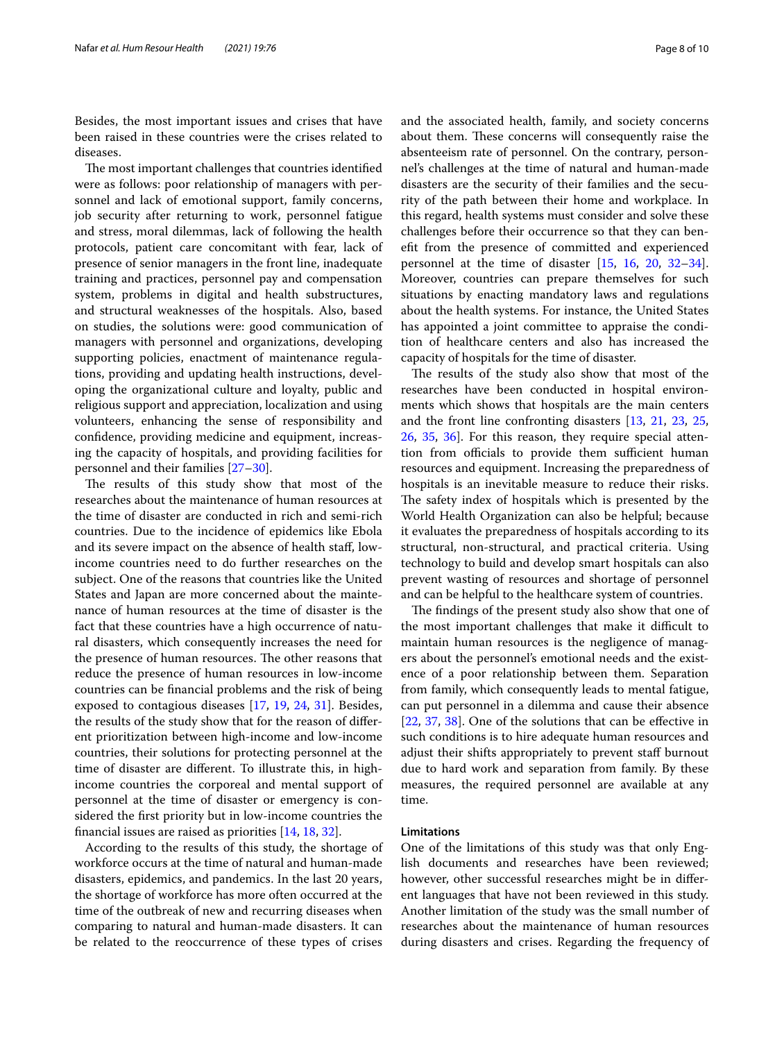Besides, the most important issues and crises that have been raised in these countries were the crises related to diseases.

The most important challenges that countries identified were as follows: poor relationship of managers with personnel and lack of emotional support, family concerns, job security after returning to work, personnel fatigue and stress, moral dilemmas, lack of following the health protocols, patient care concomitant with fear, lack of presence of senior managers in the front line, inadequate training and practices, personnel pay and compensation system, problems in digital and health substructures, and structural weaknesses of the hospitals. Also, based on studies, the solutions were: good communication of managers with personnel and organizations, developing supporting policies, enactment of maintenance regulations, providing and updating health instructions, developing the organizational culture and loyalty, public and religious support and appreciation, localization and using volunteers, enhancing the sense of responsibility and confidence, providing medicine and equipment, increasing the capacity of hospitals, and providing facilities for personnel and their families [27–30].

The results of this study show that most of the researches about the maintenance of human resources at the time of disaster are conducted in rich and semi-rich countries. Due to the incidence of epidemics like Ebola and its severe impact on the absence of health staff, low-income countries need to do further researches on the subject. One of the reasons that countries like the United States and Japan are more concerned about the maintenance of human resources at the time of disaster is the fact that these countries have a high occurrence of natural disasters, which consequently increases the need for the presence of human resources. The other reasons that reduce the presence of human resources in low-income countries can be financial problems and the risk of being exposed to contagious diseases [17, 19, 24, 31]. Besides, the results of the study show that for the reason of different prioritization between high-income and low-income countries, their solutions for protecting personnel at the time of disaster are different. To illustrate this, in high-income countries the corporeal and mental support of personnel at the time of disaster or emergency is considered the first priority but in low-income countries the financial issues are raised as priorities [14, 18, 32].

According to the results of this study, the shortage of workforce occurs at the time of natural and human-made disasters, epidemics, and pandemics. In the last 20 years, the shortage of workforce has more often occurred at the time of the outbreak of new and recurring diseases when comparing to natural and human-made disasters. It can be related to the reoccurrence of these types of crises and the associated health, family, and society concerns about them. These concerns will consequently raise the absenteeism rate of personnel. On the contrary, personnel's challenges at the time of natural and human-made disasters are the security of their families and the security of the path between their home and workplace. In this regard, health systems must consider and solve these challenges before their occurrence so that they can benefit from the presence of committed and experienced personnel at the time of disaster [15, 16, 20, 32–34]. Moreover, countries can prepare themselves for such situations by enacting mandatory laws and regulations about the health systems. For instance, the United States has appointed a joint committee to appraise the condition of healthcare centers and also has increased the capacity of hospitals for the time of disaster.

The results of the study also show that most of the researches have been conducted in hospital environments which shows that hospitals are the main centers and the front line confronting disasters [13, 21, 23, 25, 26, 35, 36]. For this reason, they require special attention from officials to provide them sufficient human resources and equipment. Increasing the preparedness of hospitals is an inevitable measure to reduce their risks. The safety index of hospitals which is presented by the World Health Organization can also be helpful; because it evaluates the preparedness of hospitals according to its structural, non-structural, and practical criteria. Using technology to build and develop smart hospitals can also prevent wasting of resources and shortage of personnel and can be helpful to the healthcare system of countries.

The findings of the present study also show that one of the most important challenges that make it difficult to maintain human resources is the negligence of managers about the personnel's emotional needs and the existence of a poor relationship between them. Separation from family, which consequently leads to mental fatigue, can put personnel in a dilemma and cause their absence [22, 37, 38]. One of the solutions that can be effective in such conditions is to hire adequate human resources and adjust their shifts appropriately to prevent staff burnout due to hard work and separation from family. By these measures, the required personnel are available at any time.

## Limitations

One of the limitations of this study was that only English documents and researches have been reviewed; however, other successful researches might be in different languages that have not been reviewed in this study. Another limitation of the study was the small number of researches about the maintenance of human resources during disasters and crises. Regarding the frequency of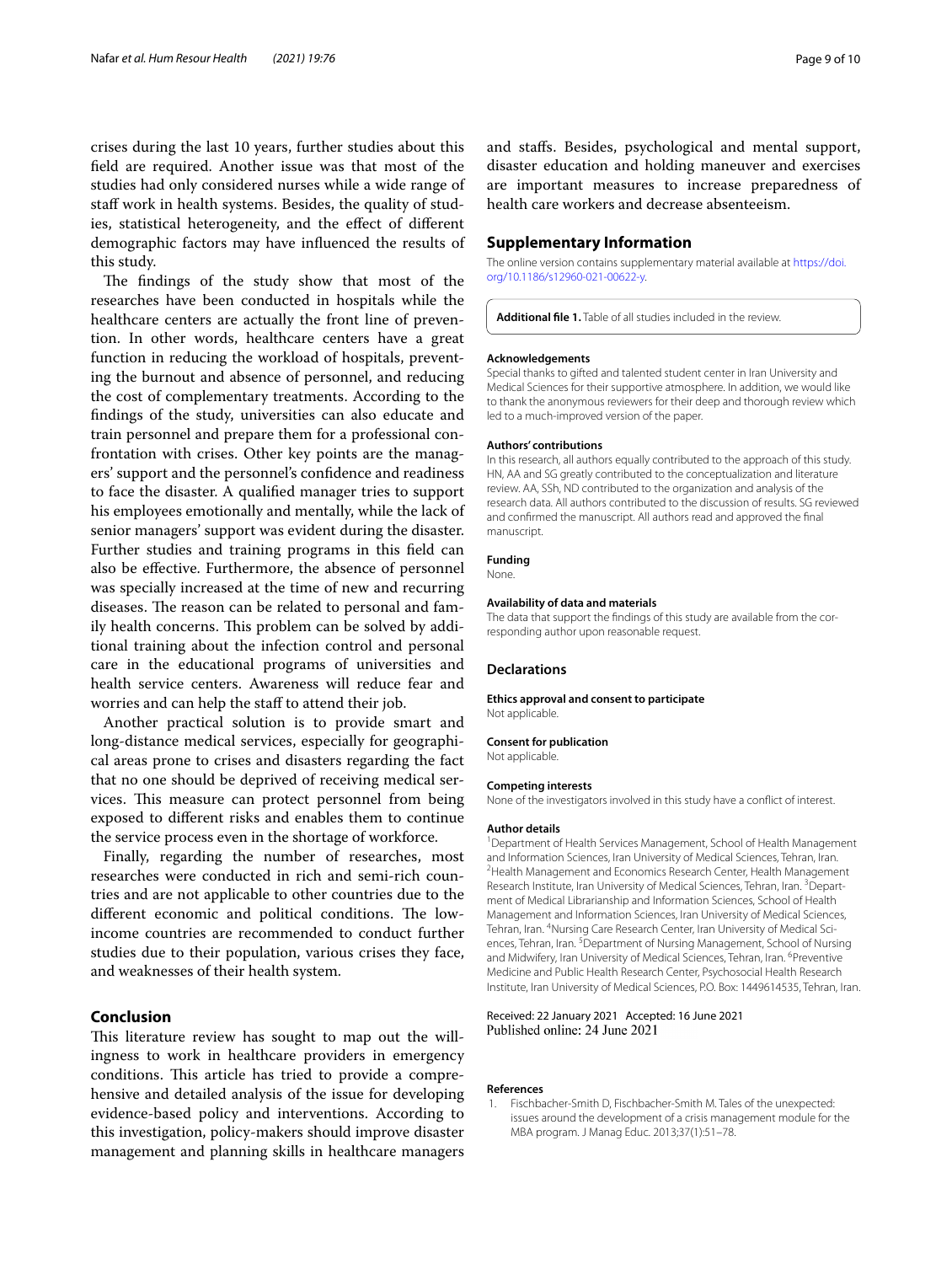crises during the last 10 years, further studies about this field are required. Another issue was that most of the studies had only considered nurses while a wide range of staff work in health systems. Besides, the quality of studies, statistical heterogeneity, and the effect of different demographic factors may have influenced the results of this study.

The findings of the study show that most of the researches have been conducted in hospitals while the healthcare centers are actually the front line of prevention. In other words, healthcare centers have a great function in reducing the workload of hospitals, preventing the burnout and absence of personnel, and reducing the cost of complementary treatments. According to the findings of the study, universities can also educate and train personnel and prepare them for a professional confrontation with crises. Other key points are the managers' support and the personnel's confidence and readiness to face the disaster. A qualified manager tries to support his employees emotionally and mentally, while the lack of senior managers' support was evident during the disaster. Further studies and training programs in this field can also be effective. Furthermore, the absence of personnel was specially increased at the time of new and recurring diseases. The reason can be related to personal and family health concerns. This problem can be solved by additional training about the infection control and personal care in the educational programs of universities and health service centers. Awareness will reduce fear and worries and can help the staff to attend their job.

Another practical solution is to provide smart and long-distance medical services, especially for geographical areas prone to crises and disasters regarding the fact that no one should be deprived of receiving medical services. This measure can protect personnel from being exposed to different risks and enables them to continue the service process even in the shortage of workforce.

Finally, regarding the number of researches, most researches were conducted in rich and semi-rich countries and are not applicable to other countries due to the different economic and political conditions. The low-income countries are recommended to conduct further studies due to their population, various crises they face, and weaknesses of their health system.

## Conclusion

This literature review has sought to map out the willingness to work in healthcare providers in emergency conditions. This article has tried to provide a comprehensive and detailed analysis of the issue for developing evidence-based policy and interventions. According to this investigation, policy-makers should improve disaster management and planning skills in healthcare managers and staffs. Besides, psychological and mental support, disaster education and holding maneuver and exercises are important measures to increase preparedness of health care workers and decrease absenteeism.

## Supplementary Information

The online version contains supplementary material available at https://doi.org/10.1186/s12960-021-00622-y.

**Additional file 1.** Table of all studies included in the review.

#### Acknowledgements

Special thanks to gifted and talented student center in Iran University and Medical Sciences for their supportive atmosphere. In addition, we would like to thank the anonymous reviewers for their deep and thorough review which led to a much-improved version of the paper.

#### Authors' contributions

In this research, all authors equally contributed to the approach of this study. HN, AA and SG greatly contributed to the conceptualization and literature review. AA, SSh, ND contributed to the organization and analysis of the research data. All authors contributed to the discussion of results. SG reviewed and confirmed the manuscript. All authors read and approved the final manuscript.

#### Funding

None.

#### Availability of data and materials

The data that support the findings of this study are available from the corresponding author upon reasonable request.

### Declarations

#### Ethics approval and consent to participate

Not applicable.

#### Consent for publication

Not applicable.

#### Competing interests

None of the investigators involved in this study have a conflict of interest.

#### Author details

[1] Department of Health Services Management, School of Health Management and Information Sciences, Iran University of Medical Sciences, Tehran, Iran. [2] Health Management and Economics Research Center, Health Management Research Institute, Iran University of Medical Sciences, Tehran, Iran. [3] Department of Medical Librarianship and Information Sciences, School of Health Management and Information Sciences, Iran University of Medical Sciences, Tehran, Iran. [4] Nursing Care Research Center, Iran University of Medical Sciences, Tehran, Iran. [5] Department of Nursing Management, School of Nursing and Midwifery, Iran University of Medical Sciences, Tehran, Iran. [6] Preventive Medicine and Public Health Research Center, Psychosocial Health Research Institute, Iran University of Medical Sciences, P.O. Box: 1449614535, Tehran, Iran.

Received: 22 January 2021 Accepted: 16 June 2021
Published online: 24 June 2021

#### References

1. Fischbacher-Smith D, Fischbacher-Smith M. Tales of the unexpected: issues around the development of a crisis management module for the MBA program. J Manag Educ. 2013;37(1):51–78.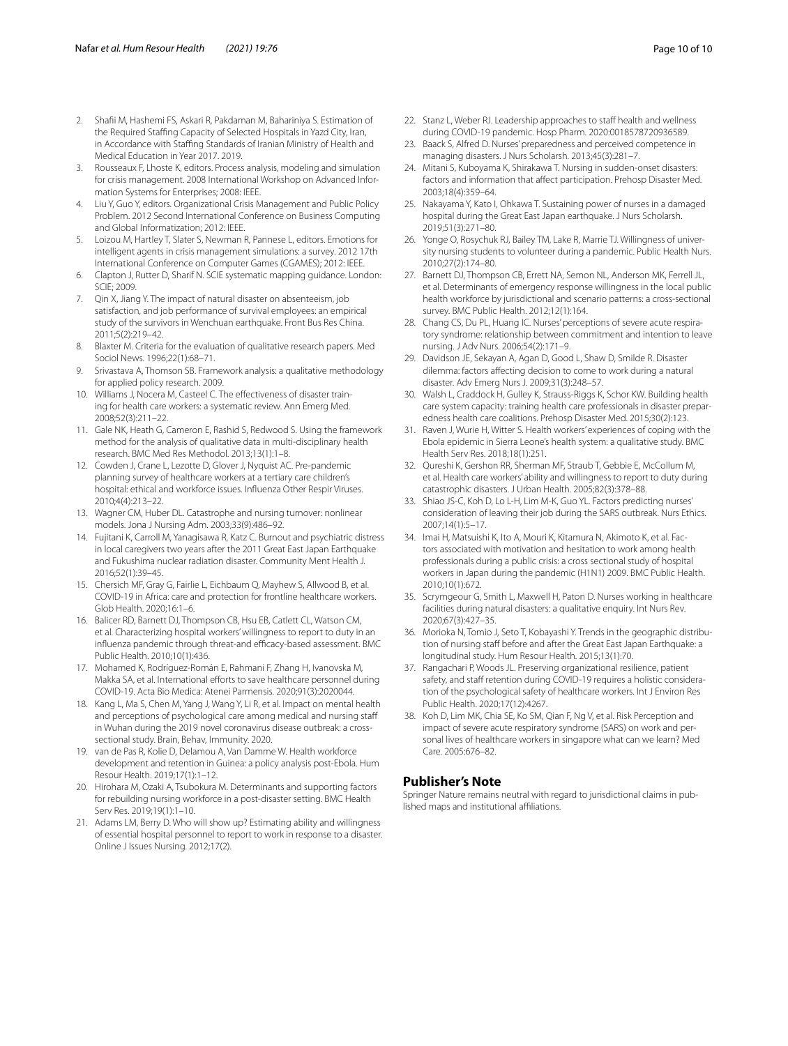2. Shafii M, Hashemi FS, Askari R, Pakdaman M, Bahariniya S. Estimation of the Required Staffing Capacity of Selected Hospitals in Yazd City, Iran, in Accordance with Staffing Standards of Iranian Ministry of Health and Medical Education in Year 2017. 2019.
3. Rousseaux F, Lhoste K, editors. Process analysis, modeling and simulation for crisis management. 2008 International Workshop on Advanced Information Systems for Enterprises; 2008: IEEE.
4. Liu Y, Guo Y, editors. Organizational Crisis Management and Public Policy Problem. 2012 Second International Conference on Business Computing and Global Informatization; 2012: IEEE.
5. Loizou M, Hartley T, Slater S, Newman R, Pannese L, editors. Emotions for intelligent agents in crisis management simulations: a survey. 2012 17th International Conference on Computer Games (CGAMES); 2012: IEEE.
6. Clapton J, Rutter D, Sharif N. SCIE systematic mapping guidance. London: SCIE; 2009.
7. Qin X, Jiang Y. The impact of natural disaster on absenteeism, job satisfaction, and job performance of survival employees: an empirical study of the survivors in Wenchuan earthquake. Front Bus Res China. 2011;5(2):219–42.
8. Blaxter M. Criteria for the evaluation of qualitative research papers. Med Sociol News. 1996;22(1):68–71.
9. Srivastava A, Thomson SB. Framework analysis: a qualitative methodology for applied policy research. 2009.
10. Williams J, Nocera M, Casteel C. The effectiveness of disaster training for health care workers: a systematic review. Ann Emerg Med. 2008;52(3):211–22.
11. Gale NK, Heath G, Cameron E, Rashid S, Redwood S. Using the framework method for the analysis of qualitative data in multi-disciplinary health research. BMC Med Res Methodol. 2013;13(1):1–8.
12. Cowden J, Crane L, Lezotte D, Glover J, Nyquist AC. Pre-pandemic planning survey of healthcare workers at a tertiary care children's hospital: ethical and workforce issues. Influenza Other Respir Viruses. 2010;4(4):213–22.
13. Wagner CM, Huber DL. Catastrophe and nursing turnover: nonlinear models. Jona J Nursing Adm. 2003;33(9):486–92.
14. Fujitani K, Carroll M, Yanagisawa R, Katz C. Burnout and psychiatric distress in local caregivers two years after the 2011 Great East Japan Earthquake and Fukushima nuclear radiation disaster. Community Ment Health J. 2016;52(1):39–45.
15. Chersich MF, Gray G, Fairlie L, Eichbaum Q, Mayhew S, Allwood B, et al. COVID-19 in Africa: care and protection for frontline healthcare workers. Glob Health. 2020;16:1–6.
16. Balicer RD, Barnett DJ, Thompson CB, Hsu EB, Catlett CL, Watson CM, et al. Characterizing hospital workers' willingness to report to duty in an influenza pandemic through threat-and efficacy-based assessment. BMC Public Health. 2010;10(1):436.
17. Mohamed K, Rodríguez-Román E, Rahmani F, Zhang H, Ivanovska M, Makka SA, et al. International efforts to save healthcare personnel during COVID-19. Acta Bio Medica: Atenei Parmensis. 2020;91(3):2020044.
18. Kang L, Ma S, Chen M, Yang J, Wang Y, Li R, et al. Impact on mental health and perceptions of psychological care among medical and nursing staff in Wuhan during the 2019 novel coronavirus disease outbreak: a cross-sectional study. Brain, Behav, Immunity. 2020.
19. van de Pas R, Kolie D, Delamou A, Van Damme W. Health workforce development and retention in Guinea: a policy analysis post-Ebola. Hum Resour Health. 2019;17(1):1–12.
20. Hirohara M, Ozaki A, Tsubokura M. Determinants and supporting factors for rebuilding nursing workforce in a post-disaster setting. BMC Health Serv Res. 2019;19(1):1–10.
21. Adams LM, Berry D. Who will show up? Estimating ability and willingness of essential hospital personnel to report to work in response to a disaster. Online J Issues Nursing. 2012;17(2).
22. Stanz L, Weber RJ. Leadership approaches to staff health and wellness during COVID-19 pandemic. Hosp Pharm. 2020:0018578720936589.
23. Baack S, Alfred D. Nurses' preparedness and perceived competence in managing disasters. J Nurs Scholarsh. 2013;45(3):281–7.
24. Mitani S, Kuboyama K, Shirakawa T. Nursing in sudden-onset disasters: factors and information that affect participation. Prehosp Disaster Med. 2003;18(4):359–64.
25. Nakayama Y, Kato I, Ohkawa T. Sustaining power of nurses in a damaged hospital during the Great East Japan earthquake. J Nurs Scholarsh. 2019;51(3):271–80.
26. Yonge O, Rosychuk RJ, Bailey TM, Lake R, Marrie TJ. Willingness of university nursing students to volunteer during a pandemic. Public Health Nurs. 2010;27(2):174–80.
27. Barnett DJ, Thompson CB, Errett NA, Semon NL, Anderson MK, Ferrell JL, et al. Determinants of emergency response willingness in the local public health workforce by jurisdictional and scenario patterns: a cross-sectional survey. BMC Public Health. 2012;12(1):164.
28. Chang CS, Du PL, Huang IC. Nurses' perceptions of severe acute respiratory syndrome: relationship between commitment and intention to leave nursing. J Adv Nurs. 2006;54(2):171–9.
29. Davidson JE, Sekayan A, Agan D, Good L, Shaw D, Smilde R. Disaster dilemma: factors affecting decision to come to work during a natural disaster. Adv Emerg Nurs J. 2009;31(3):248–57.
30. Walsh L, Craddock H, Gulley K, Strauss-Riggs K, Schor KW. Building health care system capacity: training health care professionals in disaster preparedness health care coalitions. Prehosp Disaster Med. 2015;30(2):123.
31. Raven J, Wurie H, Witter S. Health workers' experiences of coping with the Ebola epidemic in Sierra Leone's health system: a qualitative study. BMC Health Serv Res. 2018;18(1):251.
32. Qureshi K, Gershon RR, Sherman MF, Straub T, Gebbie E, McCollum M, et al. Health care workers' ability and willingness to report to duty during catastrophic disasters. J Urban Health. 2005;82(3):378–88.
33. Shiao JS-C, Koh D, Lo L-H, Lim M-K, Guo YL. Factors predicting nurses' consideration of leaving their job during the SARS outbreak. Nurs Ethics. 2007;14(1):5–17.
34. Imai H, Matsuishi K, Ito A, Mouri K, Kitamura N, Akimoto K, et al. Factors associated with motivation and hesitation to work among health professionals during a public crisis: a cross sectional study of hospital workers in Japan during the pandemic (H1N1) 2009. BMC Public Health. 2010;10(1):672.
35. Scrymgeour G, Smith L, Maxwell H, Paton D. Nurses working in healthcare facilities during natural disasters: a qualitative enquiry. Int Nurs Rev. 2020;67(3):427–35.
36. Morioka N, Tomio J, Seto T, Kobayashi Y. Trends in the geographic distribution of nursing staff before and after the Great East Japan Earthquake: a longitudinal study. Hum Resour Health. 2015;13(1):70.
37. Rangachari P, Woods JL. Preserving organizational resilience, patient safety, and staff retention during COVID-19 requires a holistic consideration of the psychological safety of healthcare workers. Int J Environ Res Public Health. 2020;17(12):4267.
38. Koh D, Lim MK, Chia SE, Ko SM, Qian F, Ng V, et al. Risk Perception and impact of severe acute respiratory syndrome (SARS) on work and personal lives of healthcare workers in singapore what can we learn? Med Care. 2005:676–82.

## Publisher's Note

Springer Nature remains neutral with regard to jurisdictional claims in published maps and institutional affiliations.